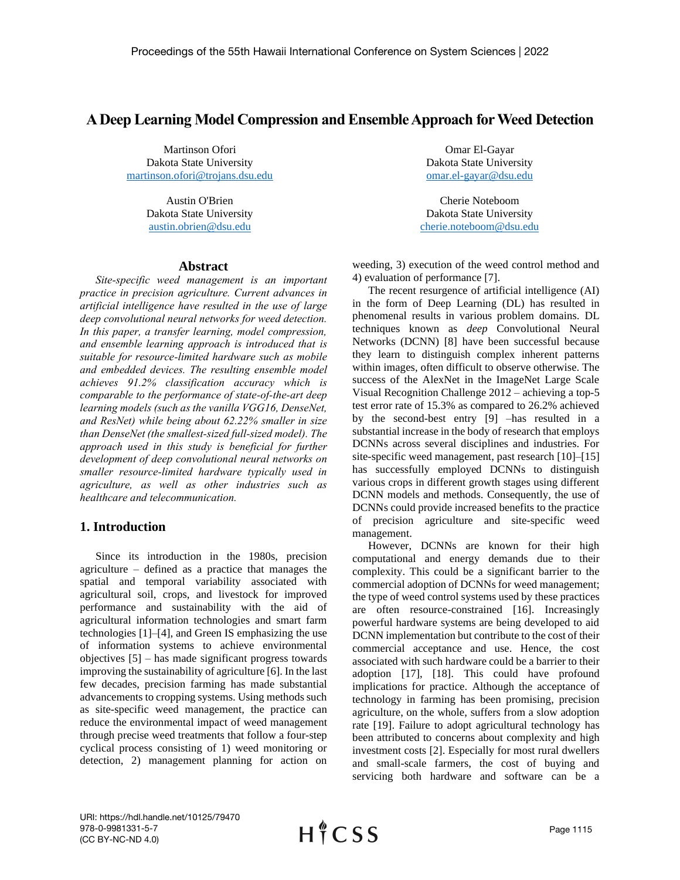# A Deep Learning Model Compression and Ensemble Approach for Weed Detection

Martinson Ofori
Dakota State University
martinson.ofori@trojans.dsu.edu

Omar El-Gayar
Dakota State University
omar.el-gayar@dsu.edu

Austin O'Brien
Dakota State University
austin.obrien@dsu.edu

Cherie Noteboom
Dakota State University
cherie.noteboom@dsu.edu

## Abstract

*Site-specific weed management is an important practice in precision agriculture. Current advances in artificial intelligence have resulted in the use of large deep convolutional neural networks for weed detection. In this paper, a transfer learning, model compression, and ensemble learning approach is introduced that is suitable for resource-limited hardware such as mobile and embedded devices. The resulting ensemble model achieves 91.2% classification accuracy which is comparable to the performance of state-of-the-art deep learning models (such as the vanilla VGG16, DenseNet, and ResNet) while being about 62.22% smaller in size than DenseNet (the smallest-sized full-sized model). The approach used in this study is beneficial for further development of deep convolutional neural networks on smaller resource-limited hardware typically used in agriculture, as well as other industries such as healthcare and telecommunication.*

## 1. Introduction

Since its introduction in the 1980s, precision agriculture – defined as a practice that manages the spatial and temporal variability associated with agricultural soil, crops, and livestock for improved performance and sustainability with the aid of agricultural information technologies and smart farm technologies [1]–[4], and Green IS emphasizing the use of information systems to achieve environmental objectives [5] – has made significant progress towards improving the sustainability of agriculture [6]. In the last few decades, precision farming has made substantial advancements to cropping systems. Using methods such as site-specific weed management, the practice can reduce the environmental impact of weed management through precise weed treatments that follow a four-step cyclical process consisting of 1) weed monitoring or detection, 2) management planning for action on weeding, 3) execution of the weed control method and 4) evaluation of performance [7].

The recent resurgence of artificial intelligence (AI) in the form of Deep Learning (DL) has resulted in phenomenal results in various problem domains. DL techniques known as *deep* Convolutional Neural Networks (DCNN) [8] have been successful because they learn to distinguish complex inherent patterns within images, often difficult to observe otherwise. The success of the AlexNet in the ImageNet Large Scale Visual Recognition Challenge 2012 – achieving a top-5 test error rate of 15.3% as compared to 26.2% achieved by the second-best entry [9] –has resulted in a substantial increase in the body of research that employs DCNNs across several disciplines and industries. For site-specific weed management, past research [10]–[15] has successfully employed DCNNs to distinguish various crops in different growth stages using different DCNN models and methods. Consequently, the use of DCNNs could provide increased benefits to the practice of precision agriculture and site-specific weed management.

However, DCNNs are known for their high computational and energy demands due to their complexity. This could be a significant barrier to the commercial adoption of DCNNs for weed management; the type of weed control systems used by these practices are often resource-constrained [16]. Increasingly powerful hardware systems are being developed to aid DCNN implementation but contribute to the cost of their commercial acceptance and use. Hence, the cost associated with such hardware could be a barrier to their adoption [17], [18]. This could have profound implications for practice. Although the acceptance of technology in farming has been promising, precision agriculture, on the whole, suffers from a slow adoption rate [19]. Failure to adopt agricultural technology has been attributed to concerns about complexity and high investment costs [2]. Especially for most rural dwellers and small-scale farmers, the cost of buying and servicing both hardware and software can be a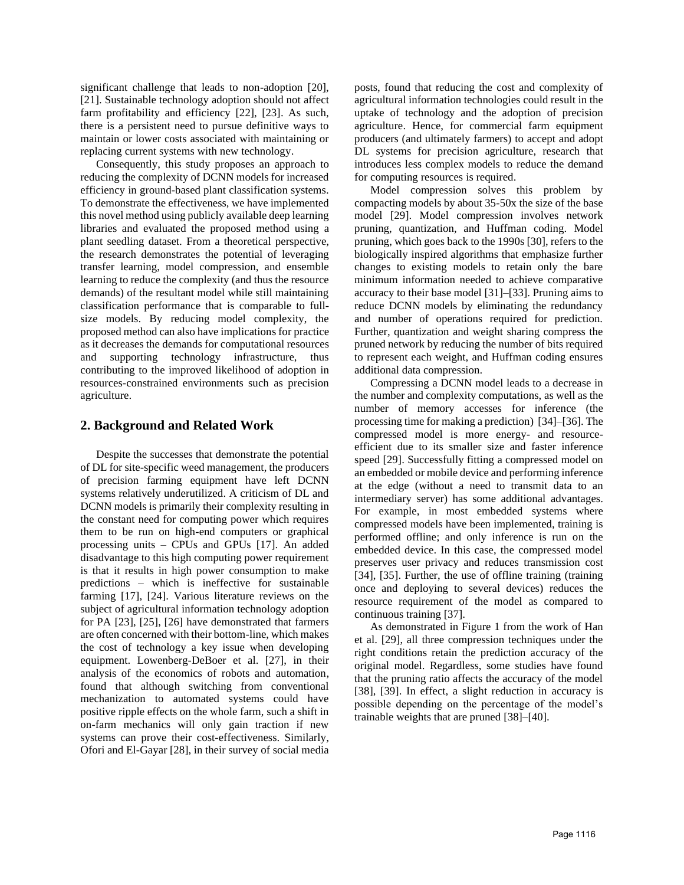significant challenge that leads to non-adoption [20], [21]. Sustainable technology adoption should not affect farm profitability and efficiency [22], [23]. As such, there is a persistent need to pursue definitive ways to maintain or lower costs associated with maintaining or replacing current systems with new technology.

Consequently, this study proposes an approach to reducing the complexity of DCNN models for increased efficiency in ground-based plant classification systems. To demonstrate the effectiveness, we have implemented this novel method using publicly available deep learning libraries and evaluated the proposed method using a plant seedling dataset. From a theoretical perspective, the research demonstrates the potential of leveraging transfer learning, model compression, and ensemble learning to reduce the complexity (and thus the resource demands) of the resultant model while still maintaining classification performance that is comparable to full-size models. By reducing model complexity, the proposed method can also have implications for practice as it decreases the demands for computational resources and supporting technology infrastructure, thus contributing to the improved likelihood of adoption in resources-constrained environments such as precision agriculture.

## 2. Background and Related Work

Despite the successes that demonstrate the potential of DL for site-specific weed management, the producers of precision farming equipment have left DCNN systems relatively underutilized. A criticism of DL and DCNN models is primarily their complexity resulting in the constant need for computing power which requires them to be run on high-end computers or graphical processing units – CPUs and GPUs [17]. An added disadvantage to this high computing power requirement is that it results in high power consumption to make predictions – which is ineffective for sustainable farming [17], [24]. Various literature reviews on the subject of agricultural information technology adoption for PA [23], [25], [26] have demonstrated that farmers are often concerned with their bottom-line, which makes the cost of technology a key issue when developing equipment. Lowenberg-DeBoer et al. [27], in their analysis of the economics of robots and automation, found that although switching from conventional mechanization to automated systems could have positive ripple effects on the whole farm, such a shift in on-farm mechanics will only gain traction if new systems can prove their cost-effectiveness. Similarly, Ofori and El-Gayar [28], in their survey of social media posts, found that reducing the cost and complexity of agricultural information technologies could result in the uptake of technology and the adoption of precision agriculture. Hence, for commercial farm equipment producers (and ultimately farmers) to accept and adopt DL systems for precision agriculture, research that introduces less complex models to reduce the demand for computing resources is required.

Model compression solves this problem by compacting models by about 35-50x the size of the base model [29]. Model compression involves network pruning, quantization, and Huffman coding. Model pruning, which goes back to the 1990s [30], refers to the biologically inspired algorithms that emphasize further changes to existing models to retain only the bare minimum information needed to achieve comparative accuracy to their base model [31]–[33]. Pruning aims to reduce DCNN models by eliminating the redundancy and number of operations required for prediction. Further, quantization and weight sharing compress the pruned network by reducing the number of bits required to represent each weight, and Huffman coding ensures additional data compression.

Compressing a DCNN model leads to a decrease in the number and complexity computations, as well as the number of memory accesses for inference (the processing time for making a prediction) [34]–[36]. The compressed model is more energy- and resource-efficient due to its smaller size and faster inference speed [29]. Successfully fitting a compressed model on an embedded or mobile device and performing inference at the edge (without a need to transmit data to an intermediary server) has some additional advantages. For example, in most embedded systems where compressed models have been implemented, training is performed offline; and only inference is run on the embedded device. In this case, the compressed model preserves user privacy and reduces transmission cost [34], [35]. Further, the use of offline training (training once and deploying to several devices) reduces the resource requirement of the model as compared to continuous training [37].

As demonstrated in Figure 1 from the work of Han et al. [29], all three compression techniques under the right conditions retain the prediction accuracy of the original model. Regardless, some studies have found that the pruning ratio affects the accuracy of the model [38], [39]. In effect, a slight reduction in accuracy is possible depending on the percentage of the model's trainable weights that are pruned [38]–[40].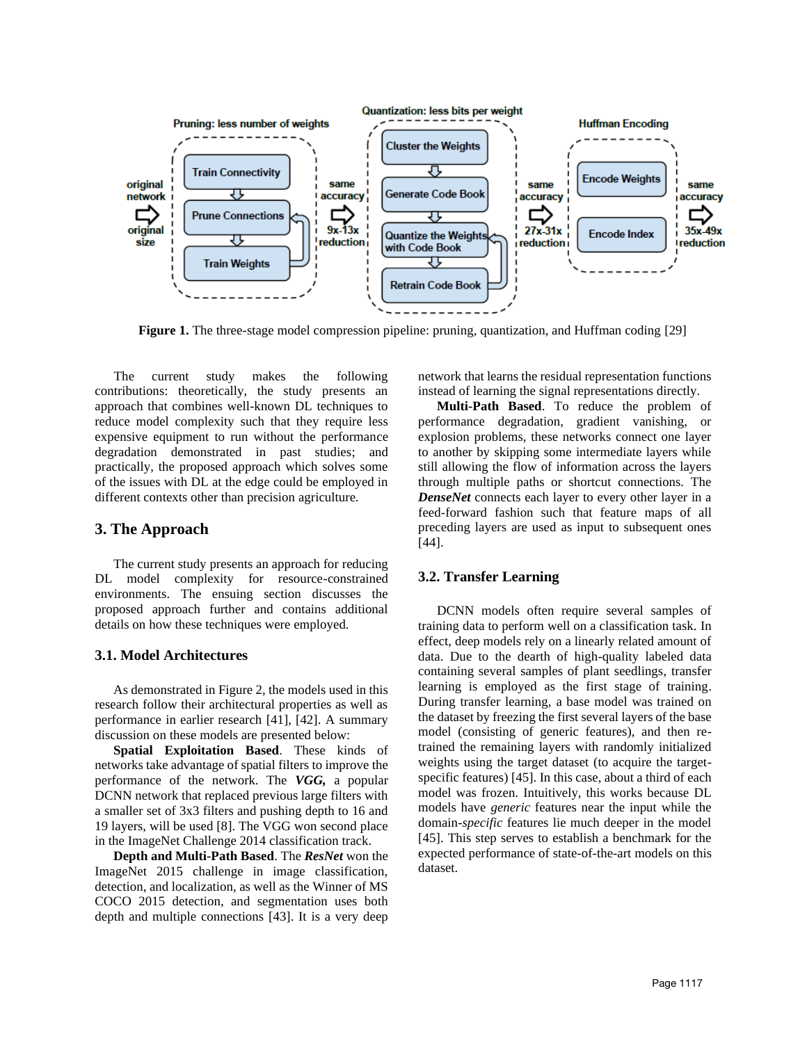Pruning: less number of weights

Quantization: less bits per weight

Huffman Encoding

original network

original size

Train Connectivity

Prune Connections

Train Weights

same accuracy

9x-13x reduction

Cluster the Weights

Generate Code Book

Quantize the Weights with Code Book

Retrain Code Book

same accuracy

27x-31x reduction

Encode Weights

Encode Index

same accuracy

35x-49x reduction

**Figure 1.** The three-stage model compression pipeline: pruning, quantization, and Huffman coding [29]

The current study makes the following contributions: theoretically, the study presents an approach that combines well-known DL techniques to reduce model complexity such that they require less expensive equipment to run without the performance degradation demonstrated in past studies; and practically, the proposed approach which solves some of the issues with DL at the edge could be employed in different contexts other than precision agriculture.

## 3. The Approach

The current study presents an approach for reducing DL model complexity for resource-constrained environments. The ensuing section discusses the proposed approach further and contains additional details on how these techniques were employed.

### 3.1. Model Architectures

As demonstrated in Figure 2, the models used in this research follow their architectural properties as well as performance in earlier research [41], [42]. A summary discussion on these models are presented below:

**Spatial Exploitation Based**. These kinds of networks take advantage of spatial filters to improve the performance of the network. The ***VGG,*** a popular DCNN network that replaced previous large filters with a smaller set of 3x3 filters and pushing depth to 16 and 19 layers, will be used [8]. The VGG won second place in the ImageNet Challenge 2014 classification track.

**Depth and Multi-Path Based**. The ***ResNet*** won the ImageNet 2015 challenge in image classification, detection, and localization, as well as the Winner of MS COCO 2015 detection, and segmentation uses both depth and multiple connections [43]. It is a very deep network that learns the residual representation functions instead of learning the signal representations directly.

**Multi-Path Based**. To reduce the problem of performance degradation, gradient vanishing, or explosion problems, these networks connect one layer to another by skipping some intermediate layers while still allowing the flow of information across the layers through multiple paths or shortcut connections. The ***DenseNet*** connects each layer to every other layer in a feed-forward fashion such that feature maps of all preceding layers are used as input to subsequent ones [44].

### 3.2. Transfer Learning

DCNN models often require several samples of training data to perform well on a classification task. In effect, deep models rely on a linearly related amount of data. Due to the dearth of high-quality labeled data containing several samples of plant seedlings, transfer learning is employed as the first stage of training. During transfer learning, a base model was trained on the dataset by freezing the first several layers of the base model (consisting of generic features), and then re-trained the remaining layers with randomly initialized weights using the target dataset (to acquire the target-specific features) [45]. In this case, about a third of each model was frozen. Intuitively, this works because DL models have *generic* features near the input while the domain-*specific* features lie much deeper in the model [45]. This step serves to establish a benchmark for the expected performance of state-of-the-art models on this dataset.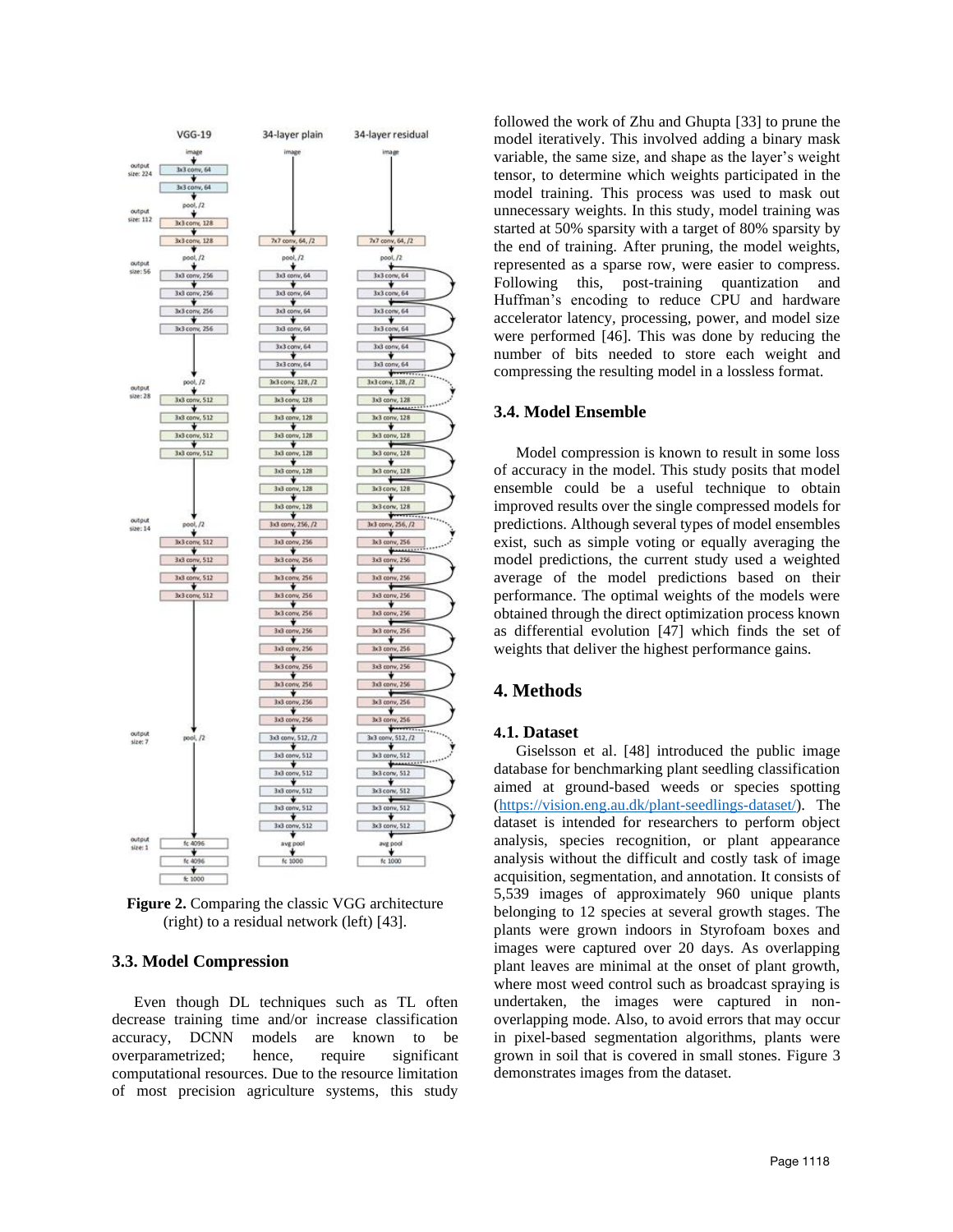VGG-19

34-layer plain

34-layer residual

image

output size: 224

3x3 conv, 64

3x3 conv, 64

pool, /2

output size: 112

3x3 conv, 128

3x3 conv, 128

7x7 conv, 64, /2

pool, /2

output size: 56

3x3 conv, 256

3x3 conv, 64

pool, /2

output size: 28

3x3 conv, 512

3x3 conv, 128, /2

3x3 conv, 128

output size: 14

3x3 conv, 256, /2

3x3 conv, 256

output size: 7

3x3 conv, 512, /2

3x3 conv, 512

output size: 1

fc 4096

fc 4096

fc 1000

avg pool

**Figure 2.** Comparing the classic VGG architecture (right) to a residual network (left) [43].

### 3.3. Model Compression

Even though DL techniques such as TL often decrease training time and/or increase classification accuracy, DCNN models are known to be overparametrized; hence, require significant computational resources. Due to the resource limitation of most precision agriculture systems, this study followed the work of Zhu and Ghupta [33] to prune the model iteratively. This involved adding a binary mask variable, the same size, and shape as the layer's weight tensor, to determine which weights participated in the model training. This process was used to mask out unnecessary weights. In this study, model training was started at 50% sparsity with a target of 80% sparsity by the end of training. After pruning, the model weights, represented as a sparse row, were easier to compress. Following this, post-training quantization and Huffman's encoding to reduce CPU and hardware accelerator latency, processing, power, and model size were performed [46]. This was done by reducing the number of bits needed to store each weight and compressing the resulting model in a lossless format.

### 3.4. Model Ensemble

Model compression is known to result in some loss of accuracy in the model. This study posits that model ensemble could be a useful technique to obtain improved results over the single compressed models for predictions. Although several types of model ensembles exist, such as simple voting or equally averaging the model predictions, the current study used a weighted average of the model predictions based on their performance. The optimal weights of the models were obtained through the direct optimization process known as differential evolution [47] which finds the set of weights that deliver the highest performance gains.

## 4. Methods

### 4.1. Dataset

Giselsson et al. [48] introduced the public image database for benchmarking plant seedling classification aimed at ground-based weeds or species spotting (https://vision.eng.au.dk/plant-seedlings-dataset/). The dataset is intended for researchers to perform object analysis, species recognition, or plant appearance analysis without the difficult and costly task of image acquisition, segmentation, and annotation. It consists of 5,539 images of approximately 960 unique plants belonging to 12 species at several growth stages. The plants were grown indoors in Styrofoam boxes and images were captured over 20 days. As overlapping plant leaves are minimal at the onset of plant growth, where most weed control such as broadcast spraying is undertaken, the images were captured in non-overlapping mode. Also, to avoid errors that may occur in pixel-based segmentation algorithms, plants were grown in soil that is covered in small stones. Figure 3 demonstrates images from the dataset.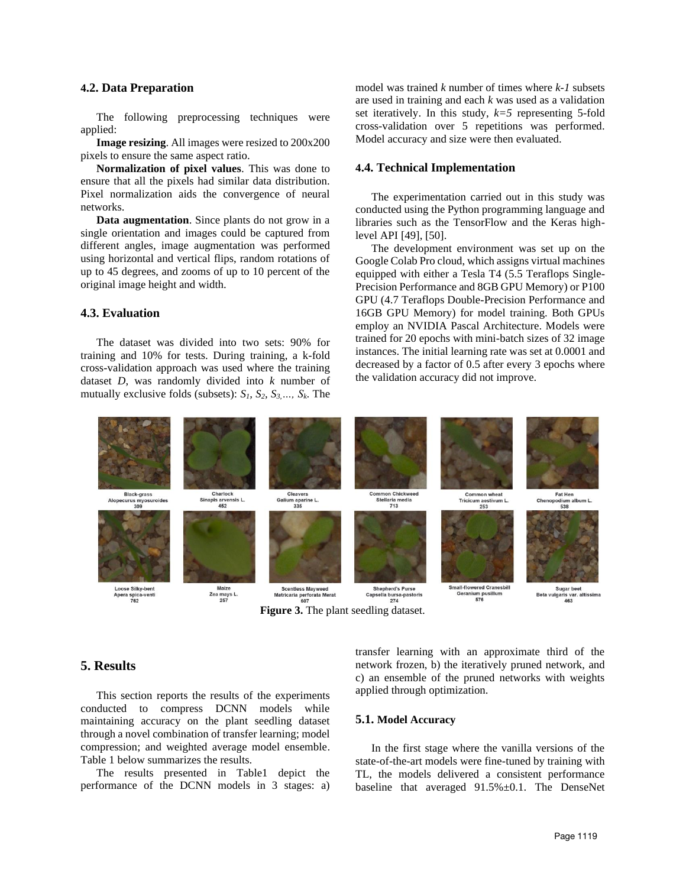### 4.2. Data Preparation

The following preprocessing techniques were applied:

**Image resizing**. All images were resized to 200x200 pixels to ensure the same aspect ratio.

**Normalization of pixel values**. This was done to ensure that all the pixels had similar data distribution. Pixel normalization aids the convergence of neural networks.

**Data augmentation**. Since plants do not grow in a single orientation and images could be captured from different angles, image augmentation was performed using horizontal and vertical flips, random rotations of up to 45 degrees, and zooms of up to 10 percent of the original image height and width.

### 4.3. Evaluation

The dataset was divided into two sets: 90% for training and 10% for tests. During training, a k-fold cross-validation approach was used where the training dataset *D*, was randomly divided into *k* number of mutually exclusive folds (subsets): $S_1, S_2, S_3, \ldots, S_k$. The model was trained *k* number of times where *k-1* subsets are used in training and each *k* was used as a validation set iteratively. In this study, $k=5$ representing 5-fold cross-validation over 5 repetitions was performed. Model accuracy and size were then evaluated.

### 4.4. Technical Implementation

The experimentation carried out in this study was conducted using the Python programming language and libraries such as the TensorFlow and the Keras high-level API [49], [50].

The development environment was set up on the Google Colab Pro cloud, which assigns virtual machines equipped with either a Tesla T4 (5.5 Teraflops Single-Precision Performance and 8GB GPU Memory) or P100 GPU (4.7 Teraflops Double-Precision Performance and 16GB GPU Memory) for model training. Both GPUs employ an NVIDIA Pascal Architecture. Models were trained for 20 epochs with mini-batch sizes of 32 image instances. The initial learning rate was set at 0.0001 and decreased by a factor of 0.5 after every 3 epochs where the validation accuracy did not improve.

Black-grass
Alopecurus myosuroides
309

Charlock
Sinapis arvensis L.
452

Cleavers
Galium aparine L.
335

Common Chickweed
Stellaria media
713

Common wheat
Tricicum aestivum L.
253

Fat Hen
Chenopodium album L.
538

Loose Silky-bent
Apera spica-venti
762

Maize
Zea mays L.
257

Scentless Mayweed
Matricaria perforata Merat
607

Shepherd's Purse
Capsella bursa-pastoris
274

Small-flowered Cranesbill
Geranium pusillum
576

Sugar beet
Beta vulgaris var. altissima
463

**Figure 3.** The plant seedling dataset.

## 5. Results

This section reports the results of the experiments conducted to compress DCNN models while maintaining accuracy on the plant seedling dataset through a novel combination of transfer learning; model compression; and weighted average model ensemble. Table 1 below summarizes the results.

The results presented in Table1 depict the performance of the DCNN models in 3 stages: a) transfer learning with an approximate third of the network frozen, b) the iteratively pruned network, and c) an ensemble of the pruned networks with weights applied through optimization.

### 5.1. Model Accuracy

In the first stage where the vanilla versions of the state-of-the-art models were fine-tuned by training with TL, the models delivered a consistent performance baseline that averaged 91.5%±0.1. The DenseNet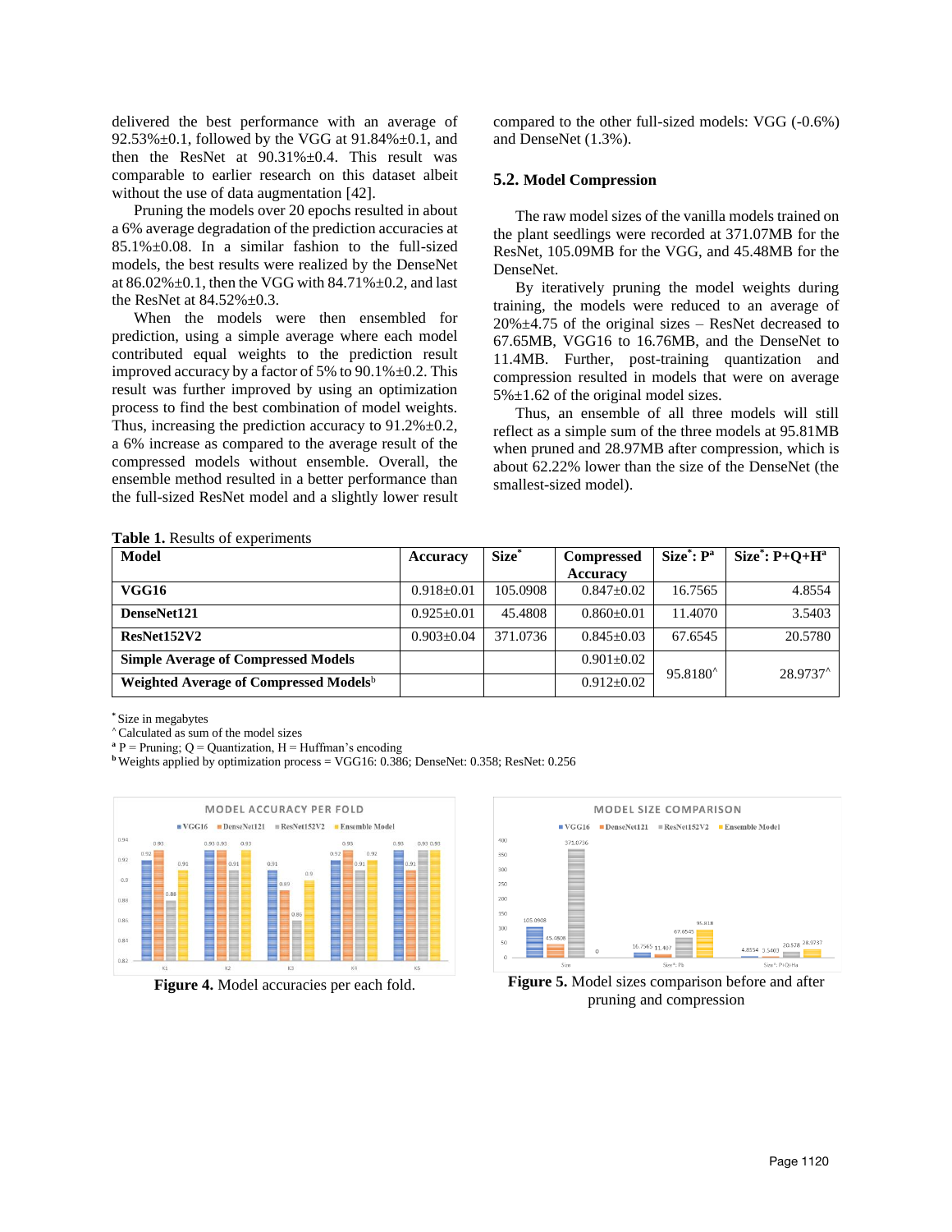delivered the best performance with an average of 92.53%±0.1, followed by the VGG at 91.84%±0.1, and then the ResNet at 90.31%±0.4. This result was comparable to earlier research on this dataset albeit without the use of data augmentation [42].

Pruning the models over 20 epochs resulted in about a 6% average degradation of the prediction accuracies at 85.1%±0.08. In a similar fashion to the full-sized models, the best results were realized by the DenseNet at 86.02%±0.1, then the VGG with 84.71%±0.2, and last the ResNet at 84.52%±0.3.

When the models were then ensembled for prediction, using a simple average where each model contributed equal weights to the prediction result improved accuracy by a factor of 5% to 90.1%±0.2. This result was further improved by using an optimization process to find the best combination of model weights. Thus, increasing the prediction accuracy to 91.2%±0.2, a 6% increase as compared to the average result of the compressed models without ensemble. Overall, the ensemble method resulted in a better performance than the full-sized ResNet model and a slightly lower result compared to the other full-sized models: VGG (-0.6%) and DenseNet (1.3%).

### 5.2. Model Compression

The raw model sizes of the vanilla models trained on the plant seedlings were recorded at 371.07MB for the ResNet, 105.09MB for the VGG, and 45.48MB for the DenseNet.

By iteratively pruning the model weights during training, the models were reduced to an average of 20%±4.75 of the original sizes – ResNet decreased to 67.65MB, VGG16 to 16.76MB, and the DenseNet to 11.4MB. Further, post-training quantization and compression resulted in models that were on average 5%±1.62 of the original model sizes.

Thus, an ensemble of all three models will still reflect as a simple sum of the three models at 95.81MB when pruned and 28.97MB after compression, which is about 62.22% lower than the size of the DenseNet (the smallest-sized model).

**Table 1.** Results of experiments

| Model | Accuracy | Size* | Compressed Accuracy | Size*: P[a] | Size*: P+Q+H[a] |
|---|---|---|---|---|---|
| **VGG16** | 0.918±0.01 | 105.0908 | 0.847±0.02 | 16.7565 | 4.8554 |
| **DenseNet121** | 0.925±0.01 | 45.4808 | 0.860±0.01 | 11.4070 | 3.5403 |
| **ResNet152V2** | 0.903±0.04 | 371.0736 | 0.845±0.03 | 67.6545 | 20.5780 |
| **Simple Average of Compressed Models** | | | 0.901±0.02 | 95.8180^ | 28.9737^ |
| **Weighted Average of Compressed Models**[b] | | | 0.912±0.02 | | |

\* Size in megabytes
^ Calculated as sum of the model sizes
[a] P = Pruning; Q = Quantization, H = Huffman's encoding
[b] Weights applied by optimization process = VGG16: 0.386; DenseNet: 0.358; ResNet: 0.256

MODEL ACCURACY PER FOLD
VGG16 DenseNet121 ResNet152V2 Ensemble Model
0.94, 0.92, 0.9, 0.88, 0.86, 0.84, 0.82
0.92 0.93 0.88 0.91 | 0.93 0.93 0.91 0.93 | 0.91 0.89 0.86 0.9 | 0.92 0.93 0.91 0.92 | 0.93 0.91 0.93 0.93
K1 K2 K3 K4 K5

**Figure 4.** Model accuracies per each fold.

MODEL SIZE COMPARISON
VGG16 DenseNet121 ResNet152V2 Ensemble Model
400, 350, 300, 250, 200, 150, 100, 50, 0
105.0908 45.4808 371.0736 0 | 16.7565 11.407 67.6545 95.818 | 4.8554 3.5403 20.578 28.9737
Size Size*: Pk Size*: P+Q+Ha

**Figure 5.** Model sizes comparison before and after pruning and compression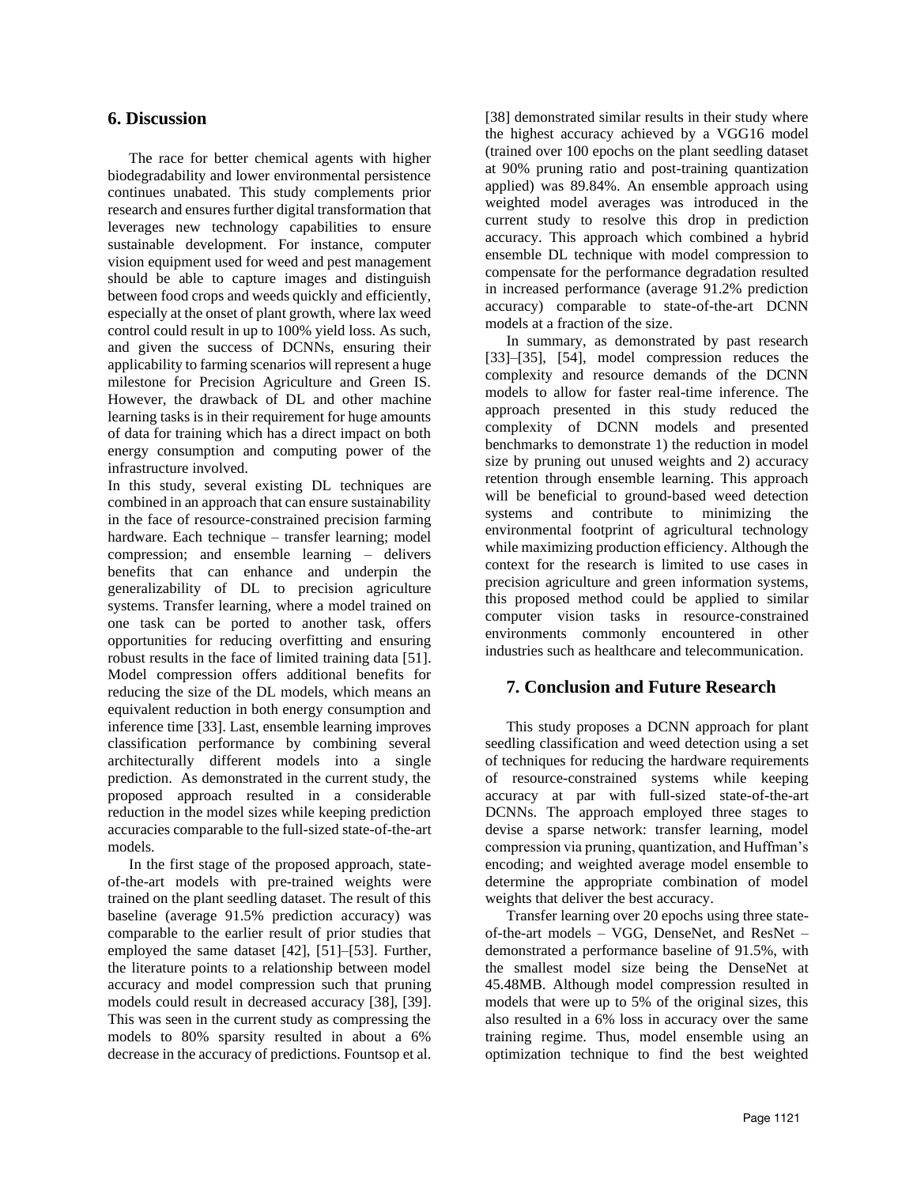## 6. Discussion

The race for better chemical agents with higher biodegradability and lower environmental persistence continues unabated. This study complements prior research and ensures further digital transformation that leverages new technology capabilities to ensure sustainable development. For instance, computer vision equipment used for weed and pest management should be able to capture images and distinguish between food crops and weeds quickly and efficiently, especially at the onset of plant growth, where lax weed control could result in up to 100% yield loss. As such, and given the success of DCNNs, ensuring their applicability to farming scenarios will represent a huge milestone for Precision Agriculture and Green IS. However, the drawback of DL and other machine learning tasks is in their requirement for huge amounts of data for training which has a direct impact on both energy consumption and computing power of the infrastructure involved.

In this study, several existing DL techniques are combined in an approach that can ensure sustainability in the face of resource-constrained precision farming hardware. Each technique – transfer learning; model compression; and ensemble learning – delivers benefits that can enhance and underpin the generalizability of DL to precision agriculture systems. Transfer learning, where a model trained on one task can be ported to another task, offers opportunities for reducing overfitting and ensuring robust results in the face of limited training data [51]. Model compression offers additional benefits for reducing the size of the DL models, which means an equivalent reduction in both energy consumption and inference time [33]. Last, ensemble learning improves classification performance by combining several architecturally different models into a single prediction. As demonstrated in the current study, the proposed approach resulted in a considerable reduction in the model sizes while keeping prediction accuracies comparable to the full-sized state-of-the-art models.

In the first stage of the proposed approach, state-of-the-art models with pre-trained weights were trained on the plant seedling dataset. The result of this baseline (average 91.5% prediction accuracy) was comparable to the earlier result of prior studies that employed the same dataset [42], [51]–[53]. Further, the literature points to a relationship between model accuracy and model compression such that pruning models could result in decreased accuracy [38], [39]. This was seen in the current study as compressing the models to 80% sparsity resulted in about a 6% decrease in the accuracy of predictions. Fountsop et al. [38] demonstrated similar results in their study where the highest accuracy achieved by a VGG16 model (trained over 100 epochs on the plant seedling dataset at 90% pruning ratio and post-training quantization applied) was 89.84%. An ensemble approach using weighted model averages was introduced in the current study to resolve this drop in prediction accuracy. This approach which combined a hybrid ensemble DL technique with model compression to compensate for the performance degradation resulted in increased performance (average 91.2% prediction accuracy) comparable to state-of-the-art DCNN models at a fraction of the size.

In summary, as demonstrated by past research [33]–[35], [54], model compression reduces the complexity and resource demands of the DCNN models to allow for faster real-time inference. The approach presented in this study reduced the complexity of DCNN models and presented benchmarks to demonstrate 1) the reduction in model size by pruning out unused weights and 2) accuracy retention through ensemble learning. This approach will be beneficial to ground-based weed detection systems and contribute to minimizing the environmental footprint of agricultural technology while maximizing production efficiency. Although the context for the research is limited to use cases in precision agriculture and green information systems, this proposed method could be applied to similar computer vision tasks in resource-constrained environments commonly encountered in other industries such as healthcare and telecommunication.

## 7. Conclusion and Future Research

This study proposes a DCNN approach for plant seedling classification and weed detection using a set of techniques for reducing the hardware requirements of resource-constrained systems while keeping accuracy at par with full-sized state-of-the-art DCNNs. The approach employed three stages to devise a sparse network: transfer learning, model compression via pruning, quantization, and Huffman's encoding; and weighted average model ensemble to determine the appropriate combination of model weights that deliver the best accuracy.

Transfer learning over 20 epochs using three state-of-the-art models – VGG, DenseNet, and ResNet – demonstrated a performance baseline of 91.5%, with the smallest model size being the DenseNet at 45.48MB. Although model compression resulted in models that were up to 5% of the original sizes, this also resulted in a 6% loss in accuracy over the same training regime. Thus, model ensemble using an optimization technique to find the best weighted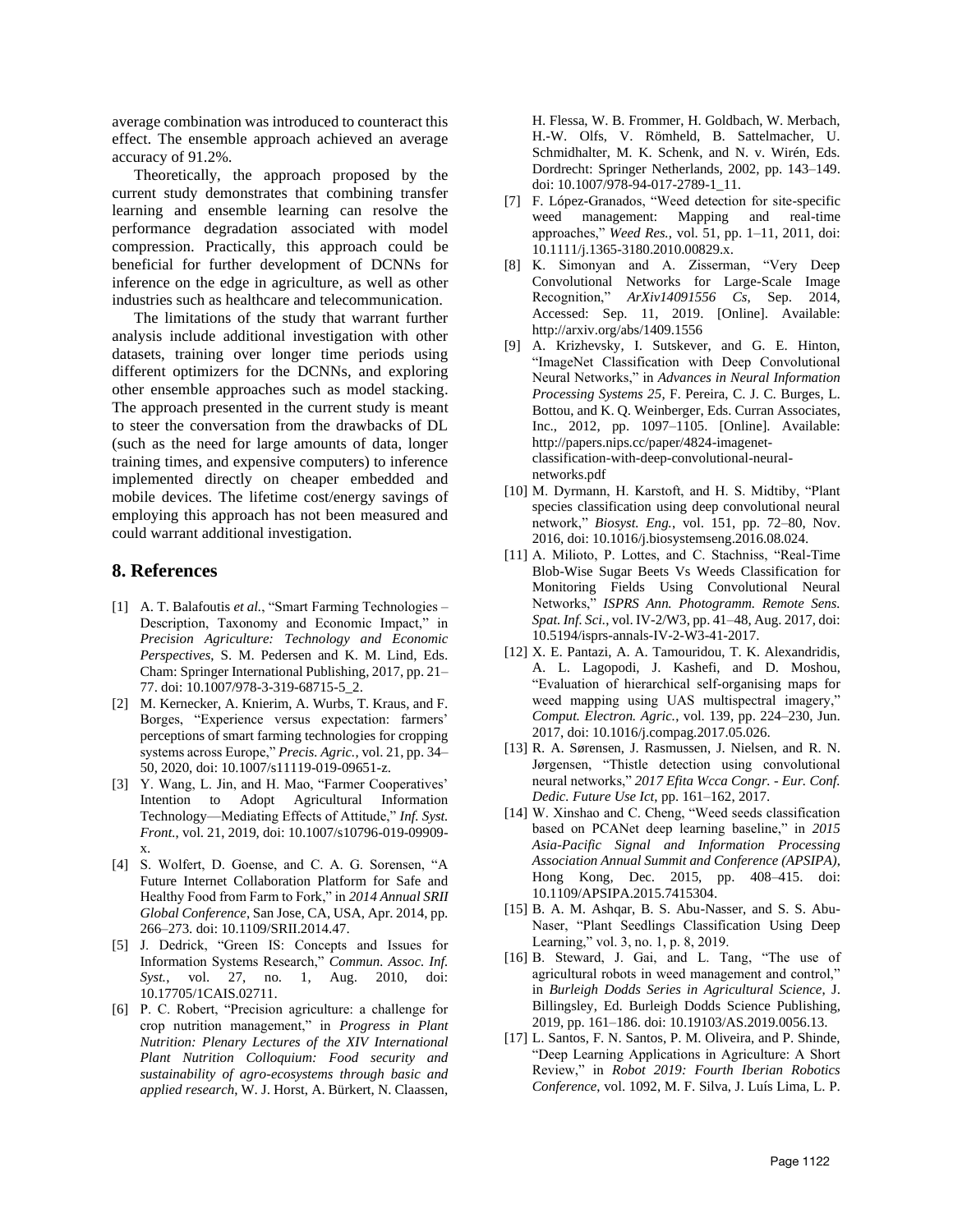average combination was introduced to counteract this effect. The ensemble approach achieved an average accuracy of 91.2%.

Theoretically, the approach proposed by the current study demonstrates that combining transfer learning and ensemble learning can resolve the performance degradation associated with model compression. Practically, this approach could be beneficial for further development of DCNNs for inference on the edge in agriculture, as well as other industries such as healthcare and telecommunication.

The limitations of the study that warrant further analysis include additional investigation with other datasets, training over longer time periods using different optimizers for the DCNNs, and exploring other ensemble approaches such as model stacking. The approach presented in the current study is meant to steer the conversation from the drawbacks of DL (such as the need for large amounts of data, longer training times, and expensive computers) to inference implemented directly on cheaper embedded and mobile devices. The lifetime cost/energy savings of employing this approach has not been measured and could warrant additional investigation.

## 8. References

[1] A. T. Balafoutis *et al.*, "Smart Farming Technologies – Description, Taxonomy and Economic Impact," in *Precision Agriculture: Technology and Economic Perspectives*, S. M. Pedersen and K. M. Lind, Eds. Cham: Springer International Publishing, 2017, pp. 21–77. doi: 10.1007/978-3-319-68715-5_2.

[2] M. Kernecker, A. Knierim, A. Wurbs, T. Kraus, and F. Borges, "Experience versus expectation: farmers' perceptions of smart farming technologies for cropping systems across Europe," *Precis. Agric.*, vol. 21, pp. 34–50, 2020, doi: 10.1007/s11119-019-09651-z.

[3] Y. Wang, L. Jin, and H. Mao, "Farmer Cooperatives' Intention to Adopt Agricultural Information Technology—Mediating Effects of Attitude," *Inf. Syst. Front.*, vol. 21, 2019, doi: 10.1007/s10796-019-09909-x.

[4] S. Wolfert, D. Goense, and C. A. G. Sorensen, "A Future Internet Collaboration Platform for Safe and Healthy Food from Farm to Fork," in *2014 Annual SRII Global Conference*, San Jose, CA, USA, Apr. 2014, pp. 266–273. doi: 10.1109/SRII.2014.47.

[5] J. Dedrick, "Green IS: Concepts and Issues for Information Systems Research," *Commun. Assoc. Inf. Syst.*, vol. 27, no. 1, Aug. 2010, doi: 10.17705/1CAIS.02711.

[6] P. C. Robert, "Precision agriculture: a challenge for crop nutrition management," in *Progress in Plant Nutrition: Plenary Lectures of the XIV International Plant Nutrition Colloquium: Food security and sustainability of agro-ecosystems through basic and applied research*, W. J. Horst, A. Bürkert, N. Claassen, H. Flessa, W. B. Frommer, H. Goldbach, W. Merbach, H.-W. Olfs, V. Römheld, B. Sattelmacher, U. Schmidhalter, M. K. Schenk, and N. v. Wirén, Eds. Dordrecht: Springer Netherlands, 2002, pp. 143–149. doi: 10.1007/978-94-017-2789-1_11.

[7] F. López-Granados, "Weed detection for site-specific weed management: Mapping and real-time approaches," *Weed Res.*, vol. 51, pp. 1–11, 2011, doi: 10.1111/j.1365-3180.2010.00829.x.

[8] K. Simonyan and A. Zisserman, "Very Deep Convolutional Networks for Large-Scale Image Recognition," *ArXiv14091556 Cs*, Sep. 2014, Accessed: Sep. 11, 2019. [Online]. Available: http://arxiv.org/abs/1409.1556

[9] A. Krizhevsky, I. Sutskever, and G. E. Hinton, "ImageNet Classification with Deep Convolutional Neural Networks," in *Advances in Neural Information Processing Systems 25*, F. Pereira, C. J. C. Burges, L. Bottou, and K. Q. Weinberger, Eds. Curran Associates, Inc., 2012, pp. 1097–1105. [Online]. Available: http://papers.nips.cc/paper/4824-imagenet-classification-with-deep-convolutional-neural-networks.pdf

[10] M. Dyrmann, H. Karstoft, and H. S. Midtiby, "Plant species classification using deep convolutional neural network," *Biosyst. Eng.*, vol. 151, pp. 72–80, Nov. 2016, doi: 10.1016/j.biosystemseng.2016.08.024.

[11] A. Milioto, P. Lottes, and C. Stachniss, "Real-Time Blob-Wise Sugar Beets Vs Weeds Classification for Monitoring Fields Using Convolutional Neural Networks," *ISPRS Ann. Photogramm. Remote Sens. Spat. Inf. Sci.*, vol. IV-2/W3, pp. 41–48, Aug. 2017, doi: 10.5194/isprs-annals-IV-2-W3-41-2017.

[12] X. E. Pantazi, A. A. Tamouridou, T. K. Alexandridis, A. L. Lagopodi, J. Kashefi, and D. Moshou, "Evaluation of hierarchical self-organising maps for weed mapping using UAS multispectral imagery," *Comput. Electron. Agric.*, vol. 139, pp. 224–230, Jun. 2017, doi: 10.1016/j.compag.2017.05.026.

[13] R. A. Sørensen, J. Rasmussen, J. Nielsen, and R. N. Jørgensen, "Thistle detection using convolutional neural networks," *2017 Efita Wcca Congr. - Eur. Conf. Dedic. Future Use Ict*, pp. 161–162, 2017.

[14] W. Xinshao and C. Cheng, "Weed seeds classification based on PCANet deep learning baseline," in *2015 Asia-Pacific Signal and Information Processing Association Annual Summit and Conference (APSIPA)*, Hong Kong, Dec. 2015, pp. 408–415. doi: 10.1109/APSIPA.2015.7415304.

[15] B. A. M. Ashqar, B. S. Abu-Nasser, and S. S. Abu-Naser, "Plant Seedlings Classification Using Deep Learning," vol. 3, no. 1, p. 8, 2019.

[16] B. Steward, J. Gai, and L. Tang, "The use of agricultural robots in weed management and control," in *Burleigh Dodds Series in Agricultural Science*, J. Billingsley, Ed. Burleigh Dodds Science Publishing, 2019, pp. 161–186. doi: 10.19103/AS.2019.0056.13.

[17] L. Santos, F. N. Santos, P. M. Oliveira, and P. Shinde, "Deep Learning Applications in Agriculture: A Short Review," in *Robot 2019: Fourth Iberian Robotics Conference*, vol. 1092, M. F. Silva, J. Luís Lima, L. P.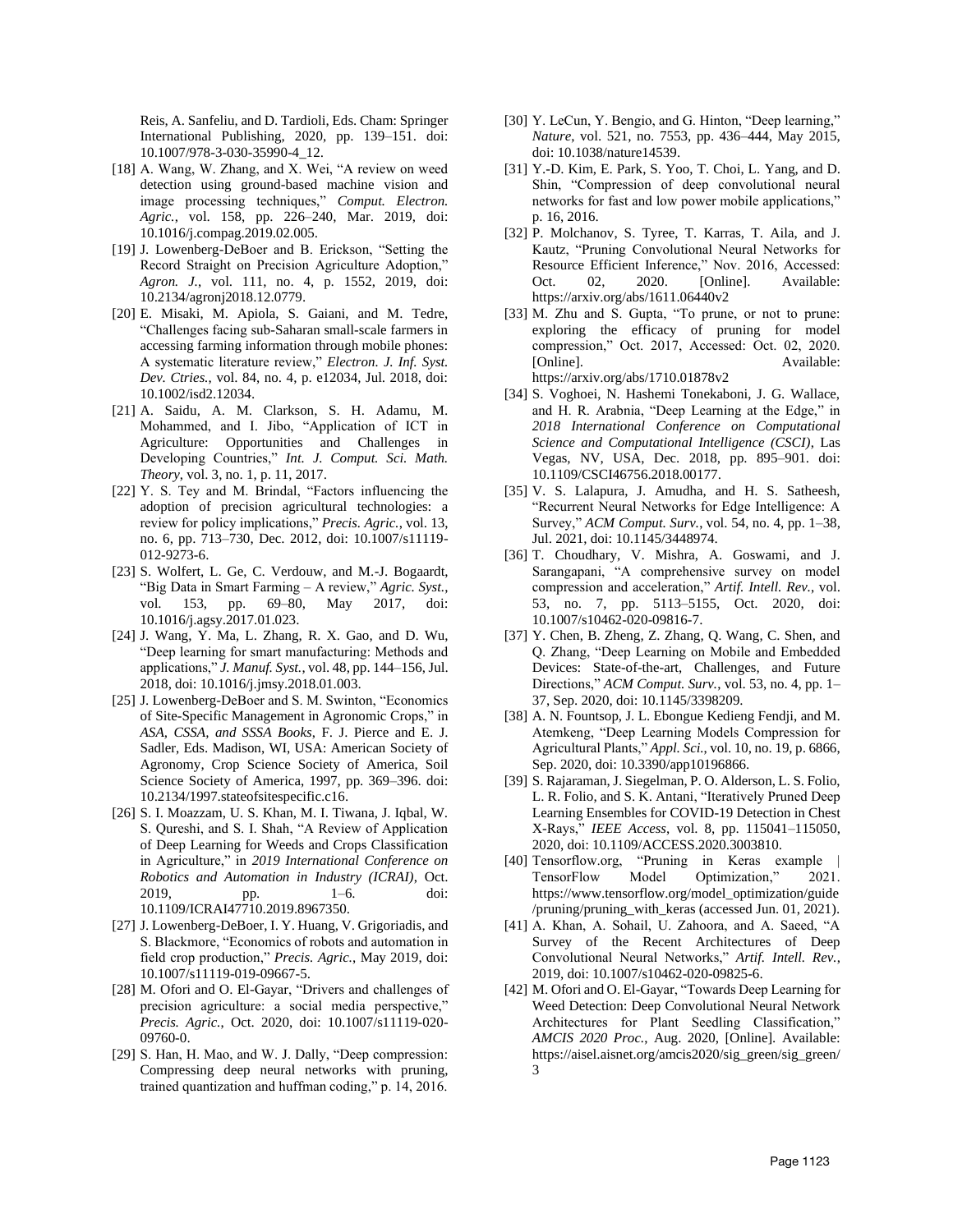Reis, A. Sanfeliu, and D. Tardioli, Eds. Cham: Springer International Publishing, 2020, pp. 139–151. doi: 10.1007/978-3-030-35990-4_12.

[18] A. Wang, W. Zhang, and X. Wei, "A review on weed detection using ground-based machine vision and image processing techniques," *Comput. Electron. Agric.*, vol. 158, pp. 226–240, Mar. 2019, doi: 10.1016/j.compag.2019.02.005.

[19] J. Lowenberg-DeBoer and B. Erickson, "Setting the Record Straight on Precision Agriculture Adoption," *Agron. J.*, vol. 111, no. 4, p. 1552, 2019, doi: 10.2134/agronj2018.12.0779.

[20] E. Misaki, M. Apiola, S. Gaiani, and M. Tedre, "Challenges facing sub-Saharan small-scale farmers in accessing farming information through mobile phones: A systematic literature review," *Electron. J. Inf. Syst. Dev. Ctries.*, vol. 84, no. 4, p. e12034, Jul. 2018, doi: 10.1002/isd2.12034.

[21] A. Saidu, A. M. Clarkson, S. H. Adamu, M. Mohammed, and I. Jibo, "Application of ICT in Agriculture: Opportunities and Challenges in Developing Countries," *Int. J. Comput. Sci. Math. Theory*, vol. 3, no. 1, p. 11, 2017.

[22] Y. S. Tey and M. Brindal, "Factors influencing the adoption of precision agricultural technologies: a review for policy implications," *Precis. Agric.*, vol. 13, no. 6, pp. 713–730, Dec. 2012, doi: 10.1007/s11119-012-9273-6.

[23] S. Wolfert, L. Ge, C. Verdouw, and M.-J. Bogaardt, "Big Data in Smart Farming – A review," *Agric. Syst.*, vol. 153, pp. 69–80, May 2017, doi: 10.1016/j.agsy.2017.01.023.

[24] J. Wang, Y. Ma, L. Zhang, R. X. Gao, and D. Wu, "Deep learning for smart manufacturing: Methods and applications," *J. Manuf. Syst.*, vol. 48, pp. 144–156, Jul. 2018, doi: 10.1016/j.jmsy.2018.01.003.

[25] J. Lowenberg-DeBoer and S. M. Swinton, "Economics of Site-Specific Management in Agronomic Crops," in *ASA, CSSA, and SSSA Books*, F. J. Pierce and E. J. Sadler, Eds. Madison, WI, USA: American Society of Agronomy, Crop Science Society of America, Soil Science Society of America, 1997, pp. 369–396. doi: 10.2134/1997.stateofsitespecific.c16.

[26] S. I. Moazzam, U. S. Khan, M. I. Tiwana, J. Iqbal, W. S. Qureshi, and S. I. Shah, "A Review of Application of Deep Learning for Weeds and Crops Classification in Agriculture," in *2019 International Conference on Robotics and Automation in Industry (ICRAI)*, Oct. 2019, pp. 1–6. doi: 10.1109/ICRAI47710.2019.8967350.

[27] J. Lowenberg-DeBoer, I. Y. Huang, V. Grigoriadis, and S. Blackmore, "Economics of robots and automation in field crop production," *Precis. Agric.*, May 2019, doi: 10.1007/s11119-019-09667-5.

[28] M. Ofori and O. El-Gayar, "Drivers and challenges of precision agriculture: a social media perspective," *Precis. Agric.*, Oct. 2020, doi: 10.1007/s11119-020-09760-0.

[29] S. Han, H. Mao, and W. J. Dally, "Deep compression: Compressing deep neural networks with pruning, trained quantization and huffman coding," p. 14, 2016.

[30] Y. LeCun, Y. Bengio, and G. Hinton, "Deep learning," *Nature*, vol. 521, no. 7553, pp. 436–444, May 2015, doi: 10.1038/nature14539.

[31] Y.-D. Kim, E. Park, S. Yoo, T. Choi, L. Yang, and D. Shin, "Compression of deep convolutional neural networks for fast and low power mobile applications," p. 16, 2016.

[32] P. Molchanov, S. Tyree, T. Karras, T. Aila, and J. Kautz, "Pruning Convolutional Neural Networks for Resource Efficient Inference," Nov. 2016, Accessed: Oct. 02, 2020. [Online]. Available: https://arxiv.org/abs/1611.06440v2

[33] M. Zhu and S. Gupta, "To prune, or not to prune: exploring the efficacy of pruning for model compression," Oct. 2017, Accessed: Oct. 02, 2020. [Online]. Available: https://arxiv.org/abs/1710.01878v2

[34] S. Voghoei, N. Hashemi Tonekaboni, J. G. Wallace, and H. R. Arabnia, "Deep Learning at the Edge," in *2018 International Conference on Computational Science and Computational Intelligence (CSCI)*, Las Vegas, NV, USA, Dec. 2018, pp. 895–901. doi: 10.1109/CSCI46756.2018.00177.

[35] V. S. Lalapura, J. Amudha, and H. S. Satheesh, "Recurrent Neural Networks for Edge Intelligence: A Survey," *ACM Comput. Surv.*, vol. 54, no. 4, pp. 1–38, Jul. 2021, doi: 10.1145/3448974.

[36] T. Choudhary, V. Mishra, A. Goswami, and J. Sarangapani, "A comprehensive survey on model compression and acceleration," *Artif. Intell. Rev.*, vol. 53, no. 7, pp. 5113–5155, Oct. 2020, doi: 10.1007/s10462-020-09816-7.

[37] Y. Chen, B. Zheng, Z. Zhang, Q. Wang, C. Shen, and Q. Zhang, "Deep Learning on Mobile and Embedded Devices: State-of-the-art, Challenges, and Future Directions," *ACM Comput. Surv.*, vol. 53, no. 4, pp. 1–37, Sep. 2020, doi: 10.1145/3398209.

[38] A. N. Fountsop, J. L. Ebongue Kedieng Fendji, and M. Atemkeng, "Deep Learning Models Compression for Agricultural Plants," *Appl. Sci.*, vol. 10, no. 19, p. 6866, Sep. 2020, doi: 10.3390/app10196866.

[39] S. Rajaraman, J. Siegelman, P. O. Alderson, L. S. Folio, L. R. Folio, and S. K. Antani, "Iteratively Pruned Deep Learning Ensembles for COVID-19 Detection in Chest X-Rays," *IEEE Access*, vol. 8, pp. 115041–115050, 2020, doi: 10.1109/ACCESS.2020.3003810.

[40] Tensorflow.org, "Pruning in Keras example | TensorFlow Model Optimization," 2021. https://www.tensorflow.org/model_optimization/guide/pruning/pruning_with_keras (accessed Jun. 01, 2021).

[41] A. Khan, A. Sohail, U. Zahoora, and A. Saeed, "A Survey of the Recent Architectures of Deep Convolutional Neural Networks," *Artif. Intell. Rev.*, 2019, doi: 10.1007/s10462-020-09825-6.

[42] M. Ofori and O. El-Gayar, "Towards Deep Learning for Weed Detection: Deep Convolutional Neural Network Architectures for Plant Seedling Classification," *AMCIS 2020 Proc.*, Aug. 2020, [Online]. Available: https://aisel.aisnet.org/amcis2020/sig_green/sig_green/3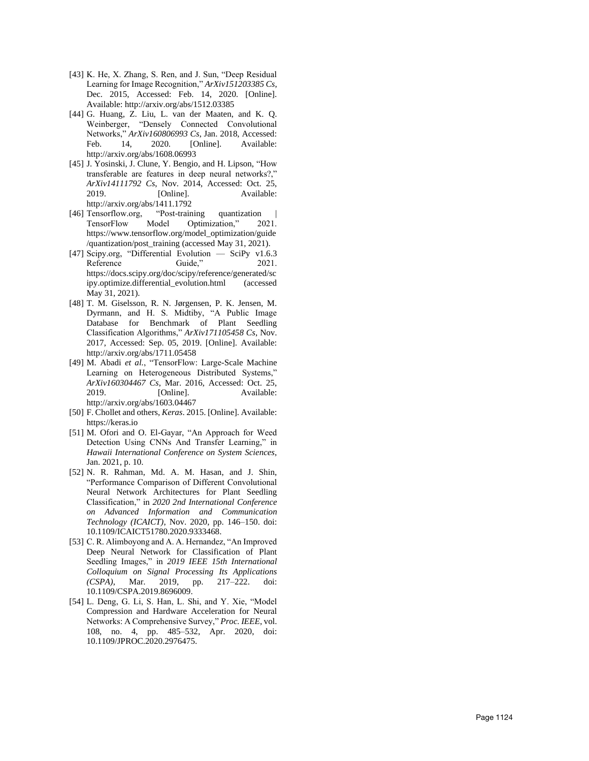[43] K. He, X. Zhang, S. Ren, and J. Sun, "Deep Residual Learning for Image Recognition," *ArXiv151203385 Cs*, Dec. 2015, Accessed: Feb. 14, 2020. [Online]. Available: http://arxiv.org/abs/1512.03385

[44] G. Huang, Z. Liu, L. van der Maaten, and K. Q. Weinberger, "Densely Connected Convolutional Networks," *ArXiv160806993 Cs*, Jan. 2018, Accessed: Feb. 14, 2020. [Online]. Available: http://arxiv.org/abs/1608.06993

[45] J. Yosinski, J. Clune, Y. Bengio, and H. Lipson, "How transferable are features in deep neural networks?," *ArXiv14111792 Cs*, Nov. 2014, Accessed: Oct. 25, 2019. [Online]. Available: http://arxiv.org/abs/1411.1792

[46] Tensorflow.org, "Post-training quantization | TensorFlow Model Optimization," 2021. https://www.tensorflow.org/model_optimization/guide/quantization/post_training (accessed May 31, 2021).

[47] Scipy.org, "Differential Evolution — SciPy v1.6.3 Reference Guide," 2021. https://docs.scipy.org/doc/scipy/reference/generated/scipy.optimize.differential_evolution.html (accessed May 31, 2021).

[48] T. M. Giselsson, R. N. Jørgensen, P. K. Jensen, M. Dyrmann, and H. S. Midtiby, "A Public Image Database for Benchmark of Plant Seedling Classification Algorithms," *ArXiv171105458 Cs*, Nov. 2017, Accessed: Sep. 05, 2019. [Online]. Available: http://arxiv.org/abs/1711.05458

[49] M. Abadi *et al.*, "TensorFlow: Large-Scale Machine Learning on Heterogeneous Distributed Systems," *ArXiv160304467 Cs*, Mar. 2016, Accessed: Oct. 25, 2019. [Online]. Available: http://arxiv.org/abs/1603.04467

[50] F. Chollet and others, *Keras*. 2015. [Online]. Available: https://keras.io

[51] M. Ofori and O. El-Gayar, "An Approach for Weed Detection Using CNNs And Transfer Learning," in *Hawaii International Conference on System Sciences*, Jan. 2021, p. 10.

[52] N. R. Rahman, Md. A. M. Hasan, and J. Shin, "Performance Comparison of Different Convolutional Neural Network Architectures for Plant Seedling Classification," in *2020 2nd International Conference on Advanced Information and Communication Technology (ICAICT)*, Nov. 2020, pp. 146–150. doi: 10.1109/ICAICT51780.2020.9333468.

[53] C. R. Alimboyong and A. A. Hernandez, "An Improved Deep Neural Network for Classification of Plant Seedling Images," in *2019 IEEE 15th International Colloquium on Signal Processing Its Applications (CSPA)*, Mar. 2019, pp. 217–222. doi: 10.1109/CSPA.2019.8696009.

[54] L. Deng, G. Li, S. Han, L. Shi, and Y. Xie, "Model Compression and Hardware Acceleration for Neural Networks: A Comprehensive Survey," *Proc. IEEE*, vol. 108, no. 4, pp. 485–532, Apr. 2020, doi: 10.1109/JPROC.2020.2976475.